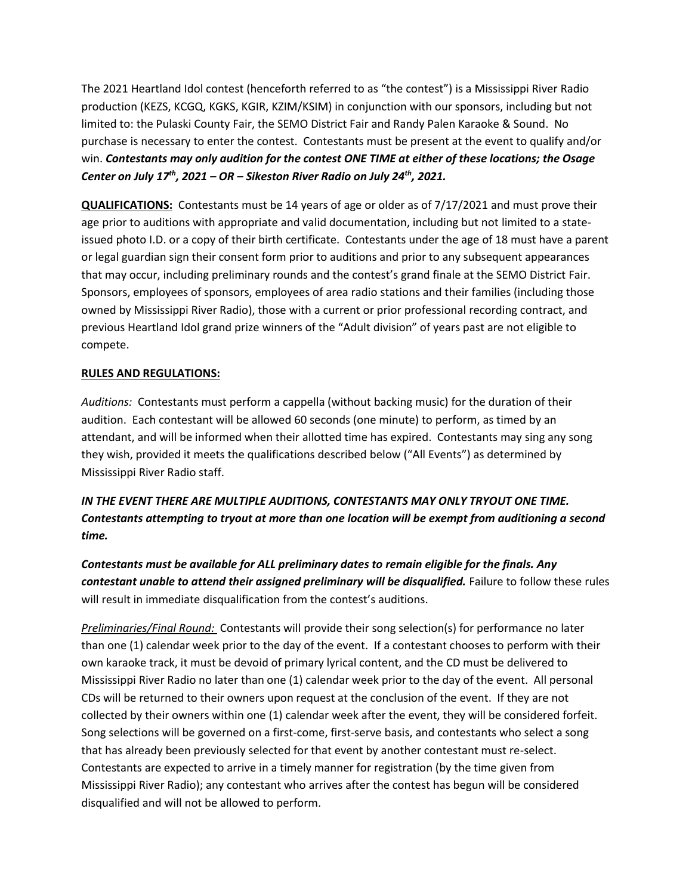The 2021 Heartland Idol contest (henceforth referred to as "the contest") is a Mississippi River Radio production (KEZS, KCGQ, KGKS, KGIR, KZIM/KSIM) in conjunction with our sponsors, including but not limited to: the Pulaski County Fair, the SEMO District Fair and Randy Palen Karaoke & Sound. No purchase is necessary to enter the contest. Contestants must be present at the event to qualify and/or win. ***Contestants may only audition for the contest ONE TIME at either of these locations; the Osage Center on July 17th, 2021 – OR – Sikeston River Radio on July 24th, 2021.***

**QUALIFICATIONS:** Contestants must be 14 years of age or older as of 7/17/2021 and must prove their age prior to auditions with appropriate and valid documentation, including but not limited to a state-issued photo I.D. or a copy of their birth certificate. Contestants under the age of 18 must have a parent or legal guardian sign their consent form prior to auditions and prior to any subsequent appearances that may occur, including preliminary rounds and the contest's grand finale at the SEMO District Fair. Sponsors, employees of sponsors, employees of area radio stations and their families (including those owned by Mississippi River Radio), those with a current or prior professional recording contract, and previous Heartland Idol grand prize winners of the "Adult division" of years past are not eligible to compete.

**RULES AND REGULATIONS:**

*Auditions:* Contestants must perform a cappella (without backing music) for the duration of their audition. Each contestant will be allowed 60 seconds (one minute) to perform, as timed by an attendant, and will be informed when their allotted time has expired. Contestants may sing any song they wish, provided it meets the qualifications described below ("All Events") as determined by Mississippi River Radio staff.

***IN THE EVENT THERE ARE MULTIPLE AUDITIONS, CONTESTANTS MAY ONLY TRYOUT ONE TIME. Contestants attempting to tryout at more than one location will be exempt from auditioning a second time.***

***Contestants must be available for ALL preliminary dates to remain eligible for the finals. Any contestant unable to attend their assigned preliminary will be disqualified.*** Failure to follow these rules will result in immediate disqualification from the contest's auditions.

*Preliminaries/Final Round:* Contestants will provide their song selection(s) for performance no later than one (1) calendar week prior to the day of the event. If a contestant chooses to perform with their own karaoke track, it must be devoid of primary lyrical content, and the CD must be delivered to Mississippi River Radio no later than one (1) calendar week prior to the day of the event. All personal CDs will be returned to their owners upon request at the conclusion of the event. If they are not collected by their owners within one (1) calendar week after the event, they will be considered forfeit. Song selections will be governed on a first-come, first-serve basis, and contestants who select a song that has already been previously selected for that event by another contestant must re-select. Contestants are expected to arrive in a timely manner for registration (by the time given from Mississippi River Radio); any contestant who arrives after the contest has begun will be considered disqualified and will not be allowed to perform.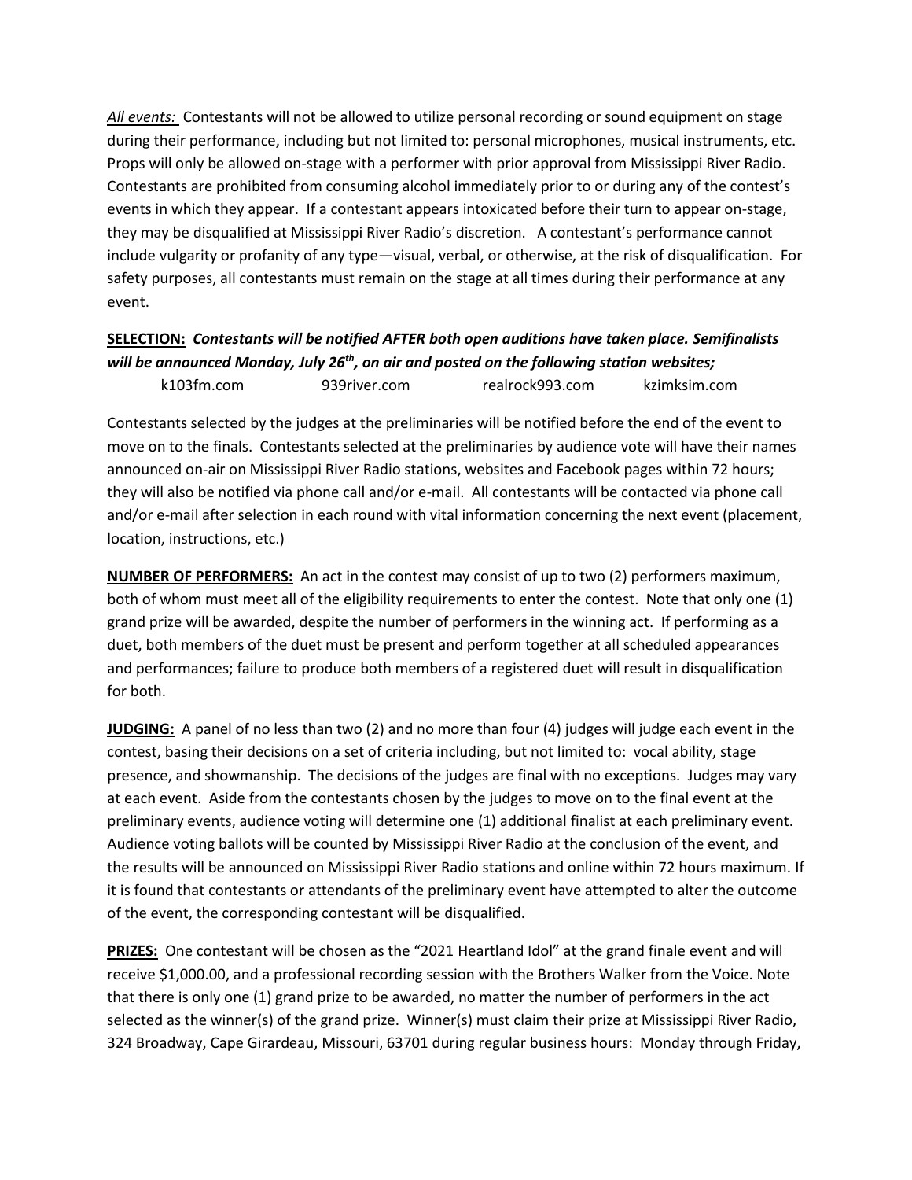*All events:* Contestants will not be allowed to utilize personal recording or sound equipment on stage during their performance, including but not limited to: personal microphones, musical instruments, etc. Props will only be allowed on-stage with a performer with prior approval from Mississippi River Radio. Contestants are prohibited from consuming alcohol immediately prior to or during any of the contest's events in which they appear. If a contestant appears intoxicated before their turn to appear on-stage, they may be disqualified at Mississippi River Radio's discretion. A contestant's performance cannot include vulgarity or profanity of any type—visual, verbal, or otherwise, at the risk of disqualification. For safety purposes, all contestants must remain on the stage at all times during their performance at any event.

**SELECTION:** ***Contestants will be notified AFTER both open auditions have taken place. Semifinalists will be announced Monday, July 26th, on air and posted on the following station websites;***

k103fm.com 939river.com realrock993.com kzimksim.com

Contestants selected by the judges at the preliminaries will be notified before the end of the event to move on to the finals. Contestants selected at the preliminaries by audience vote will have their names announced on-air on Mississippi River Radio stations, websites and Facebook pages within 72 hours; they will also be notified via phone call and/or e-mail. All contestants will be contacted via phone call and/or e-mail after selection in each round with vital information concerning the next event (placement, location, instructions, etc.)

**NUMBER OF PERFORMERS:** An act in the contest may consist of up to two (2) performers maximum, both of whom must meet all of the eligibility requirements to enter the contest. Note that only one (1) grand prize will be awarded, despite the number of performers in the winning act. If performing as a duet, both members of the duet must be present and perform together at all scheduled appearances and performances; failure to produce both members of a registered duet will result in disqualification for both.

**JUDGING:** A panel of no less than two (2) and no more than four (4) judges will judge each event in the contest, basing their decisions on a set of criteria including, but not limited to: vocal ability, stage presence, and showmanship. The decisions of the judges are final with no exceptions. Judges may vary at each event. Aside from the contestants chosen by the judges to move on to the final event at the preliminary events, audience voting will determine one (1) additional finalist at each preliminary event. Audience voting ballots will be counted by Mississippi River Radio at the conclusion of the event, and the results will be announced on Mississippi River Radio stations and online within 72 hours maximum. If it is found that contestants or attendants of the preliminary event have attempted to alter the outcome of the event, the corresponding contestant will be disqualified.

**PRIZES:** One contestant will be chosen as the "2021 Heartland Idol" at the grand finale event and will receive $1,000.00, and a professional recording session with the Brothers Walker from the Voice. Note that there is only one (1) grand prize to be awarded, no matter the number of performers in the act selected as the winner(s) of the grand prize. Winner(s) must claim their prize at Mississippi River Radio, 324 Broadway, Cape Girardeau, Missouri, 63701 during regular business hours: Monday through Friday,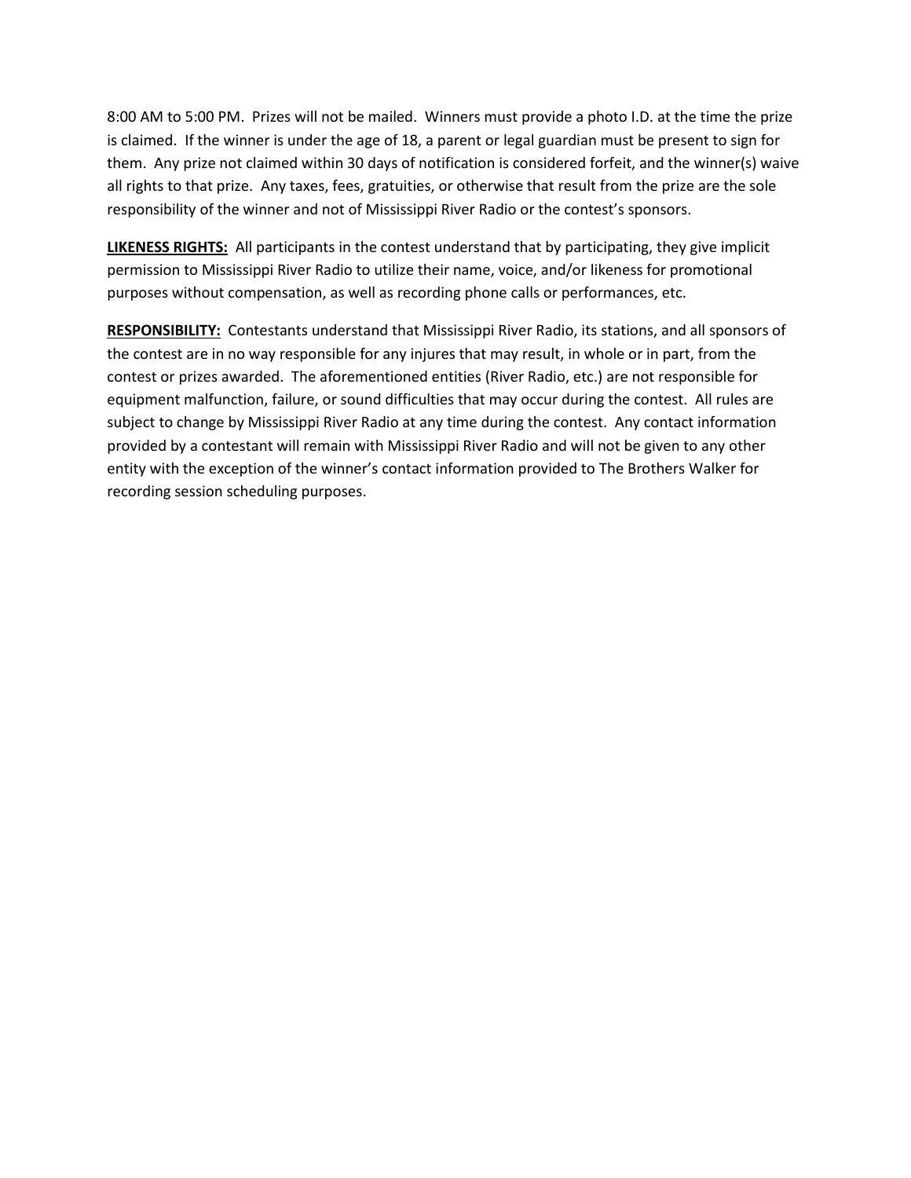8:00 AM to 5:00 PM. Prizes will not be mailed. Winners must provide a photo I.D. at the time the prize is claimed. If the winner is under the age of 18, a parent or legal guardian must be present to sign for them. Any prize not claimed within 30 days of notification is considered forfeit, and the winner(s) waive all rights to that prize. Any taxes, fees, gratuities, or otherwise that result from the prize are the sole responsibility of the winner and not of Mississippi River Radio or the contest's sponsors.

**LIKENESS RIGHTS:** All participants in the contest understand that by participating, they give implicit permission to Mississippi River Radio to utilize their name, voice, and/or likeness for promotional purposes without compensation, as well as recording phone calls or performances, etc.

**RESPONSIBILITY:** Contestants understand that Mississippi River Radio, its stations, and all sponsors of the contest are in no way responsible for any injures that may result, in whole or in part, from the contest or prizes awarded. The aforementioned entities (River Radio, etc.) are not responsible for equipment malfunction, failure, or sound difficulties that may occur during the contest. All rules are subject to change by Mississippi River Radio at any time during the contest. Any contact information provided by a contestant will remain with Mississippi River Radio and will not be given to any other entity with the exception of the winner's contact information provided to The Brothers Walker for recording session scheduling purposes.